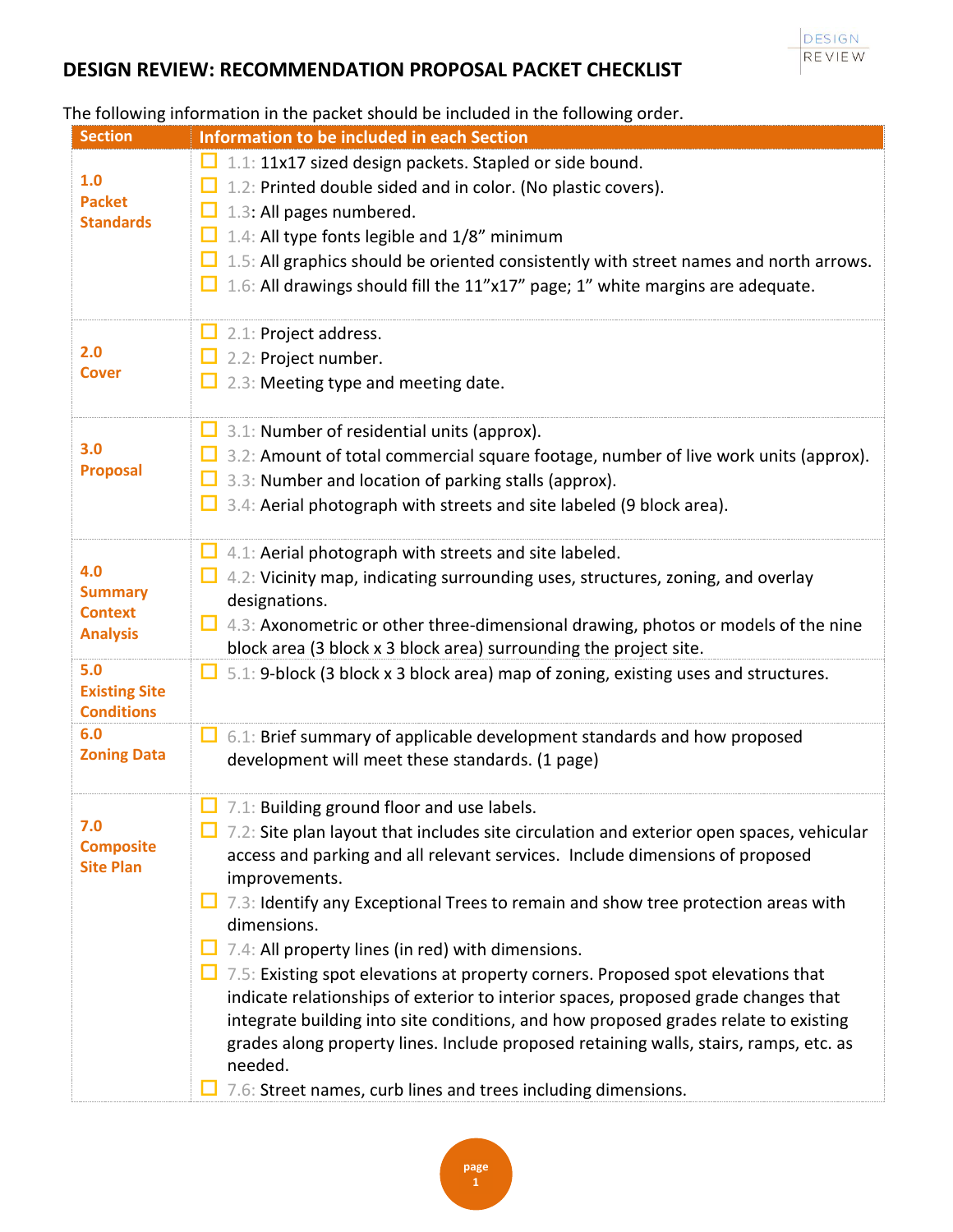# DESIGN REVIEW: RECOMMENDATION PROPOSAL PACKET CHECKLIST

The following information in the packet should be included in the following order.

| Section | Information to be included in each Section |
|---|---|
| **1.0 Packet Standards** | ☐ 1.1: 11x17 sized design packets. Stapled or side bound.<br>☐ 1.2: Printed double sided and in color. (No plastic covers).<br>☐ 1.3: All pages numbered.<br>☐ 1.4: All type fonts legible and 1/8" minimum<br>☐ 1.5: All graphics should be oriented consistently with street names and north arrows.<br>☐ 1.6: All drawings should fill the 11"x17" page; 1" white margins are adequate. |
| **2.0 Cover** | ☐ 2.1: Project address.<br>☐ 2.2: Project number.<br>☐ 2.3: Meeting type and meeting date. |
| **3.0 Proposal** | ☐ 3.1: Number of residential units (approx).<br>☐ 3.2: Amount of total commercial square footage, number of live work units (approx).<br>☐ 3.3: Number and location of parking stalls (approx).<br>☐ 3.4: Aerial photograph with streets and site labeled (9 block area). |
| **4.0 Summary Context Analysis** | ☐ 4.1: Aerial photograph with streets and site labeled.<br>☐ 4.2: Vicinity map, indicating surrounding uses, structures, zoning, and overlay designations.<br>☐ 4.3: Axonometric or other three-dimensional drawing, photos or models of the nine block area (3 block x 3 block area) surrounding the project site. |
| **5.0 Existing Site Conditions** | ☐ 5.1: 9-block (3 block x 3 block area) map of zoning, existing uses and structures. |
| **6.0 Zoning Data** | ☐ 6.1: Brief summary of applicable development standards and how proposed development will meet these standards. (1 page) |
| **7.0 Composite Site Plan** | ☐ 7.1: Building ground floor and use labels.<br>☐ 7.2: Site plan layout that includes site circulation and exterior open spaces, vehicular access and parking and all relevant services. Include dimensions of proposed improvements.<br>☐ 7.3: Identify any Exceptional Trees to remain and show tree protection areas with dimensions.<br>☐ 7.4: All property lines (in red) with dimensions.<br>☐ 7.5: Existing spot elevations at property corners. Proposed spot elevations that indicate relationships of exterior to interior spaces, proposed grade changes that integrate building into site conditions, and how proposed grades relate to existing grades along property lines. Include proposed retaining walls, stairs, ramps, etc. as needed.<br>☐ 7.6: Street names, curb lines and trees including dimensions. |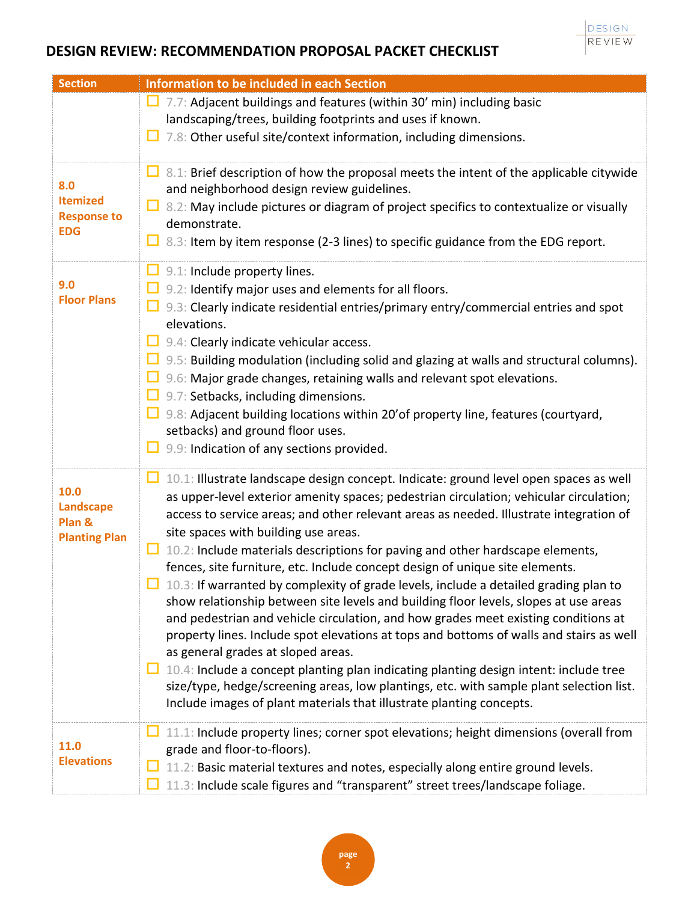# DESIGN REVIEW: RECOMMENDATION PROPOSAL PACKET CHECKLIST

| Section | Information to be included in each Section |
|---|---|
| | ☐ 7.7: Adjacent buildings and features (within 30' min) including basic landscaping/trees, building footprints and uses if known.<br>☐ 7.8: Other useful site/context information, including dimensions. |
| **8.0 Itemized Response to EDG** | ☐ 8.1: Brief description of how the proposal meets the intent of the applicable citywide and neighborhood design review guidelines.<br>☐ 8.2: May include pictures or diagram of project specifics to contextualize or visually demonstrate.<br>☐ 8.3: Item by item response (2-3 lines) to specific guidance from the EDG report. |
| **9.0 Floor Plans** | ☐ 9.1: Include property lines.<br>☐ 9.2: Identify major uses and elements for all floors.<br>☐ 9.3: Clearly indicate residential entries/primary entry/commercial entries and spot elevations.<br>☐ 9.4: Clearly indicate vehicular access.<br>☐ 9.5: Building modulation (including solid and glazing at walls and structural columns).<br>☐ 9.6: Major grade changes, retaining walls and relevant spot elevations.<br>☐ 9.7: Setbacks, including dimensions.<br>☐ 9.8: Adjacent building locations within 20'of property line, features (courtyard, setbacks) and ground floor uses.<br>☐ 9.9: Indication of any sections provided. |
| **10.0 Landscape Plan & Planting Plan** | ☐ 10.1: Illustrate landscape design concept. Indicate: ground level open spaces as well as upper-level exterior amenity spaces; pedestrian circulation; vehicular circulation; access to service areas; and other relevant areas as needed. Illustrate integration of site spaces with building use areas.<br>☐ 10.2: Include materials descriptions for paving and other hardscape elements, fences, site furniture, etc. Include concept design of unique site elements.<br>☐ 10.3: If warranted by complexity of grade levels, include a detailed grading plan to show relationship between site levels and building floor levels, slopes at use areas and pedestrian and vehicle circulation, and how grades meet existing conditions at property lines. Include spot elevations at tops and bottoms of walls and stairs as well as general grades at sloped areas.<br>☐ 10.4: Include a concept planting plan indicating planting design intent: include tree size/type, hedge/screening areas, low plantings, etc. with sample plant selection list. Include images of plant materials that illustrate planting concepts. |
| **11.0 Elevations** | ☐ 11.1: Include property lines; corner spot elevations; height dimensions (overall from grade and floor-to-floors).<br>☐ 11.2: Basic material textures and notes, especially along entire ground levels.<br>☐ 11.3: Include scale figures and "transparent" street trees/landscape foliage. |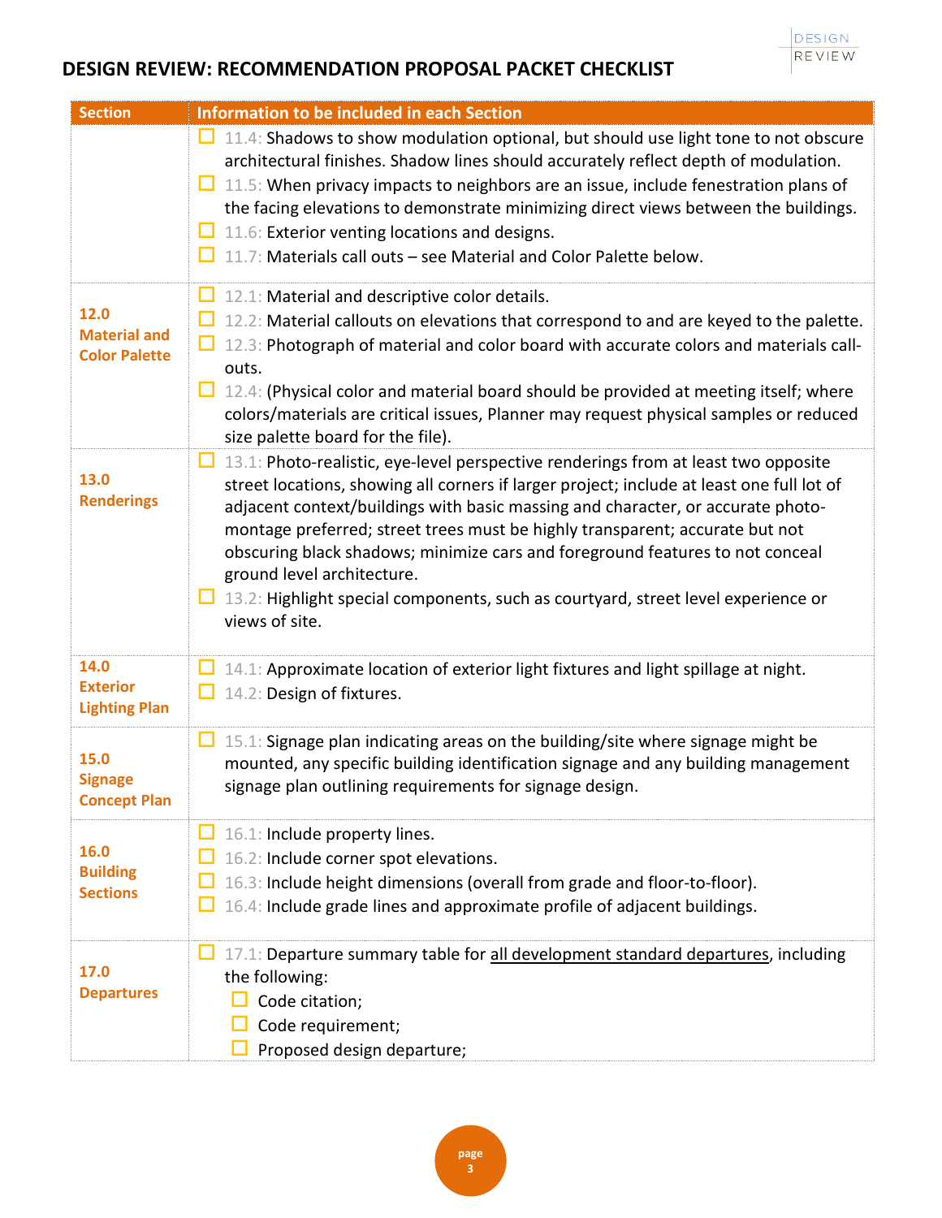## DESIGN REVIEW: RECOMMENDATION PROPOSAL PACKET CHECKLIST

| Section | Information to be included in each Section |
|---|---|
| | ☐ 11.4: Shadows to show modulation optional, but should use light tone to not obscure architectural finishes. Shadow lines should accurately reflect depth of modulation.<br>☐ 11.5: When privacy impacts to neighbors are an issue, include fenestration plans of the facing elevations to demonstrate minimizing direct views between the buildings.<br>☐ 11.6: Exterior venting locations and designs.<br>☐ 11.7: Materials call outs – see Material and Color Palette below. |
| **12.0 Material and Color Palette** | ☐ 12.1: Material and descriptive color details.<br>☐ 12.2: Material callouts on elevations that correspond to and are keyed to the palette.<br>☐ 12.3: Photograph of material and color board with accurate colors and materials call-outs.<br>☐ 12.4: (Physical color and material board should be provided at meeting itself; where colors/materials are critical issues, Planner may request physical samples or reduced size palette board for the file). |
| **13.0 Renderings** | ☐ 13.1: Photo-realistic, eye-level perspective renderings from at least two opposite street locations, showing all corners if larger project; include at least one full lot of adjacent context/buildings with basic massing and character, or accurate photo-montage preferred; street trees must be highly transparent; accurate but not obscuring black shadows; minimize cars and foreground features to not conceal ground level architecture.<br>☐ 13.2: Highlight special components, such as courtyard, street level experience or views of site. |
| **14.0 Exterior Lighting Plan** | ☐ 14.1: Approximate location of exterior light fixtures and light spillage at night.<br>☐ 14.2: Design of fixtures. |
| **15.0 Signage Concept Plan** | ☐ 15.1: Signage plan indicating areas on the building/site where signage might be mounted, any specific building identification signage and any building management signage plan outlining requirements for signage design. |
| **16.0 Building Sections** | ☐ 16.1: Include property lines.<br>☐ 16.2: Include corner spot elevations.<br>☐ 16.3: Include height dimensions (overall from grade and floor-to-floor).<br>☐ 16.4: Include grade lines and approximate profile of adjacent buildings. |
| **17.0 Departures** | ☐ 17.1: Departure summary table for <u>all development standard departures</u>, including the following:<br>&nbsp;&nbsp;☐ Code citation;<br>&nbsp;&nbsp;☐ Code requirement;<br>&nbsp;&nbsp;☐ Proposed design departure; |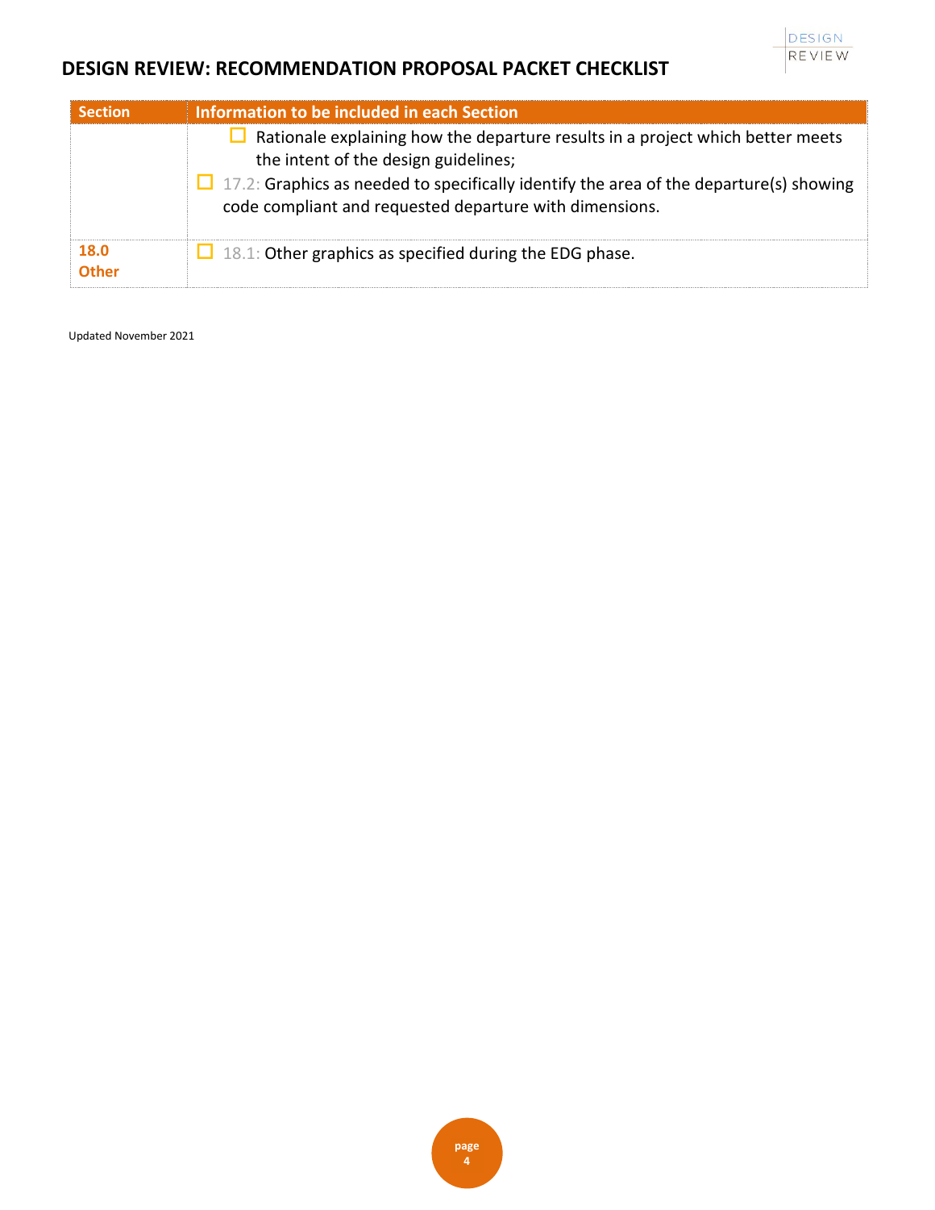## DESIGN REVIEW: RECOMMENDATION PROPOSAL PACKET CHECKLIST

| Section | Information to be included in each Section |
| --- | --- |
| | ☐ Rationale explaining how the departure results in a project which better meets the intent of the design guidelines;<br>☐ 17.2: Graphics as needed to specifically identify the area of the departure(s) showing code compliant and requested departure with dimensions. |
| **18.0 Other** | ☐ 18.1: Other graphics as specified during the EDG phase. |

Updated November 2021